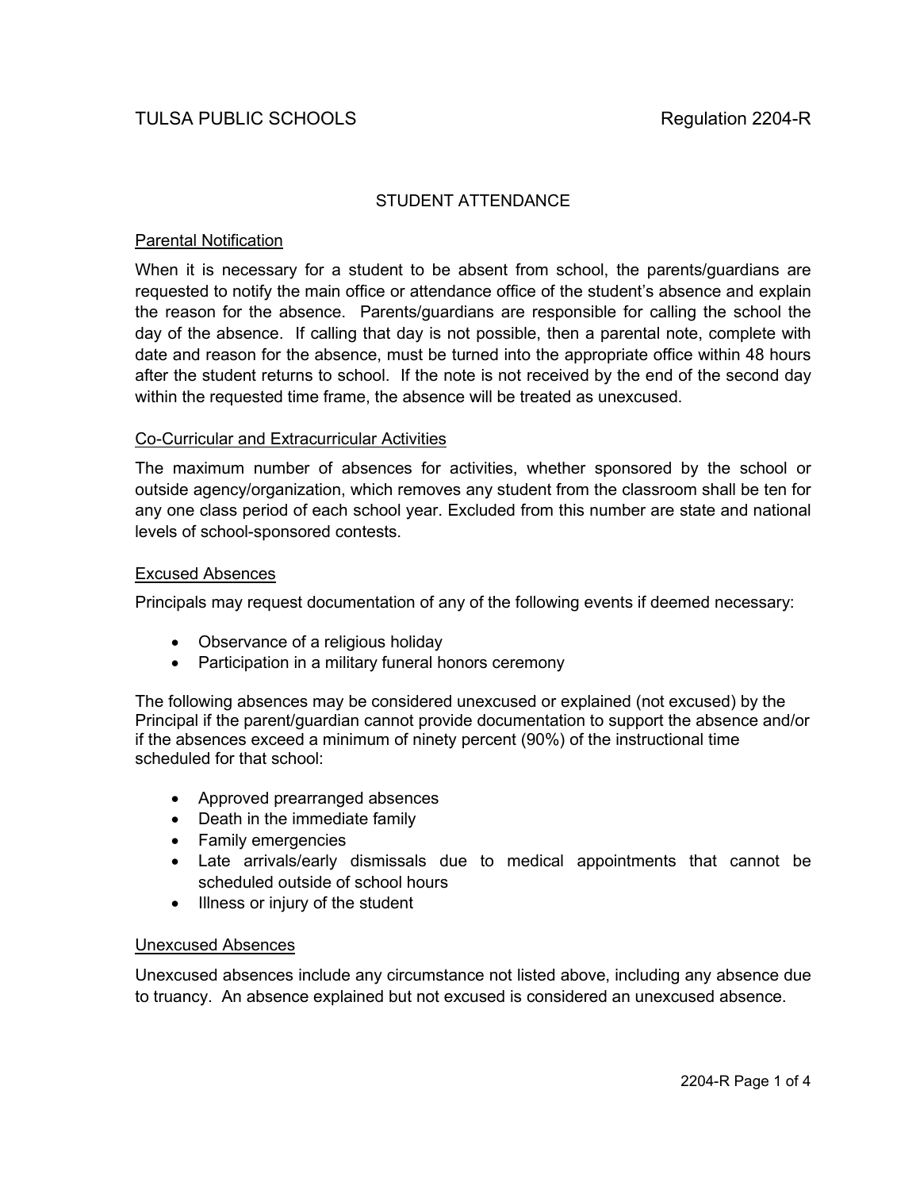TULSA PUBLIC SCHOOLS Regulation 2204-R

# STUDENT ATTENDANCE

## Parental Notification

When it is necessary for a student to be absent from school, the parents/guardians are requested to notify the main office or attendance office of the student's absence and explain the reason for the absence. Parents/guardians are responsible for calling the school the day of the absence. If calling that day is not possible, then a parental note, complete with date and reason for the absence, must be turned into the appropriate office within 48 hours after the student returns to school. If the note is not received by the end of the second day within the requested time frame, the absence will be treated as unexcused.

## Co-Curricular and Extracurricular Activities

The maximum number of absences for activities, whether sponsored by the school or outside agency/organization, which removes any student from the classroom shall be ten for any one class period of each school year. Excluded from this number are state and national levels of school-sponsored contests.

## Excused Absences

Principals may request documentation of any of the following events if deemed necessary:

- Observance of a religious holiday
- Participation in a military funeral honors ceremony

The following absences may be considered unexcused or explained (not excused) by the Principal if the parent/guardian cannot provide documentation to support the absence and/or if the absences exceed a minimum of ninety percent (90%) of the instructional time scheduled for that school:

- Approved prearranged absences
- Death in the immediate family
- Family emergencies
- Late arrivals/early dismissals due to medical appointments that cannot be scheduled outside of school hours
- Illness or injury of the student

## Unexcused Absences

Unexcused absences include any circumstance not listed above, including any absence due to truancy. An absence explained but not excused is considered an unexcused absence.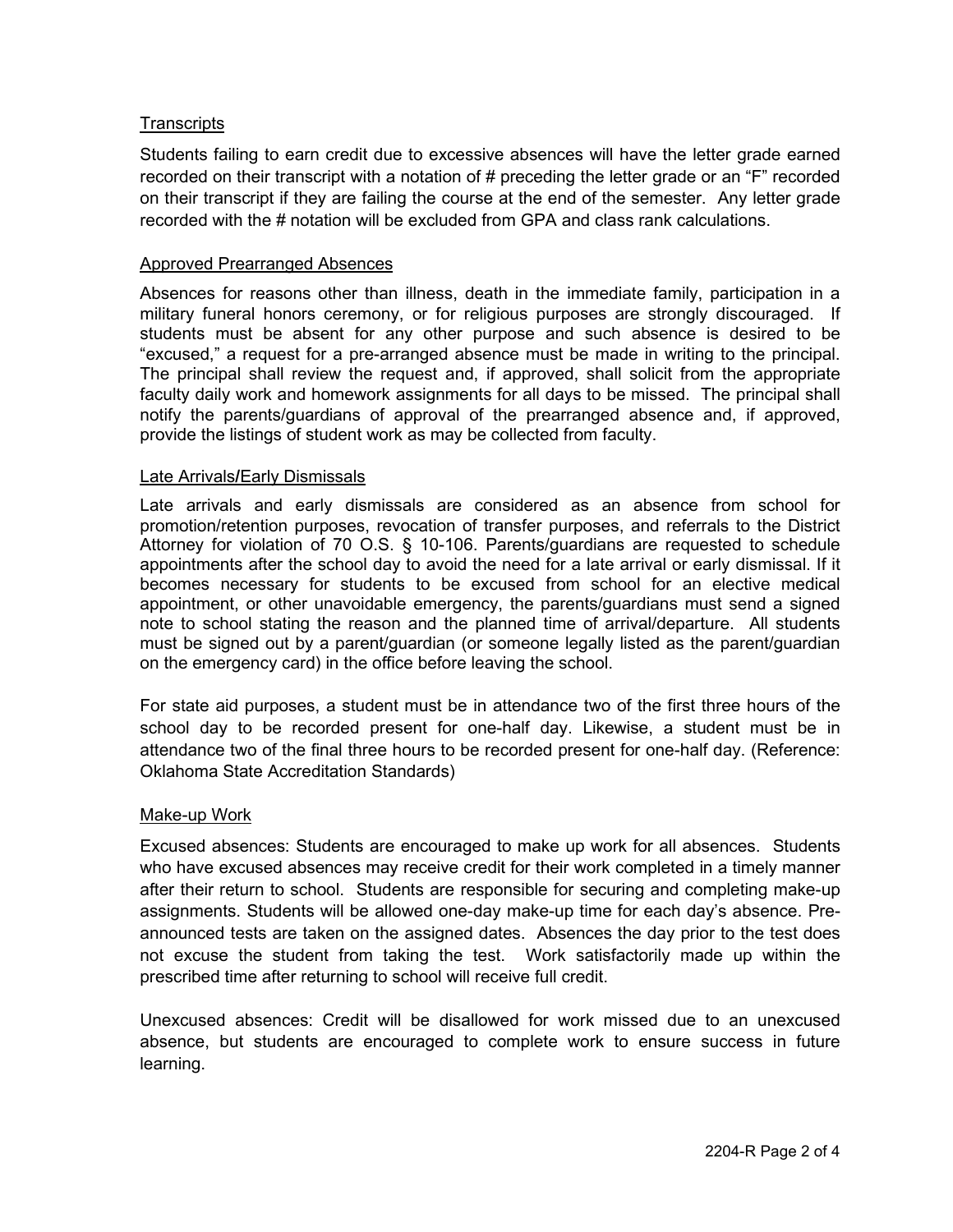## Transcripts

Students failing to earn credit due to excessive absences will have the letter grade earned recorded on their transcript with a notation of # preceding the letter grade or an "F" recorded on their transcript if they are failing the course at the end of the semester. Any letter grade recorded with the # notation will be excluded from GPA and class rank calculations.

## Approved Prearranged Absences

Absences for reasons other than illness, death in the immediate family, participation in a military funeral honors ceremony, or for religious purposes are strongly discouraged. If students must be absent for any other purpose and such absence is desired to be "excused," a request for a pre-arranged absence must be made in writing to the principal. The principal shall review the request and, if approved, shall solicit from the appropriate faculty daily work and homework assignments for all days to be missed. The principal shall notify the parents/guardians of approval of the prearranged absence and, if approved, provide the listings of student work as may be collected from faculty.

## Late Arrivals/Early Dismissals

Late arrivals and early dismissals are considered as an absence from school for promotion/retention purposes, revocation of transfer purposes, and referrals to the District Attorney for violation of 70 O.S. § 10-106. Parents/guardians are requested to schedule appointments after the school day to avoid the need for a late arrival or early dismissal. If it becomes necessary for students to be excused from school for an elective medical appointment, or other unavoidable emergency, the parents/guardians must send a signed note to school stating the reason and the planned time of arrival/departure. All students must be signed out by a parent/guardian (or someone legally listed as the parent/guardian on the emergency card) in the office before leaving the school.

For state aid purposes, a student must be in attendance two of the first three hours of the school day to be recorded present for one-half day. Likewise, a student must be in attendance two of the final three hours to be recorded present for one-half day. (Reference: Oklahoma State Accreditation Standards)

## Make-up Work

Excused absences: Students are encouraged to make up work for all absences. Students who have excused absences may receive credit for their work completed in a timely manner after their return to school. Students are responsible for securing and completing make-up assignments. Students will be allowed one-day make-up time for each day's absence. Pre-announced tests are taken on the assigned dates. Absences the day prior to the test does not excuse the student from taking the test. Work satisfactorily made up within the prescribed time after returning to school will receive full credit.

Unexcused absences: Credit will be disallowed for work missed due to an unexcused absence, but students are encouraged to complete work to ensure success in future learning.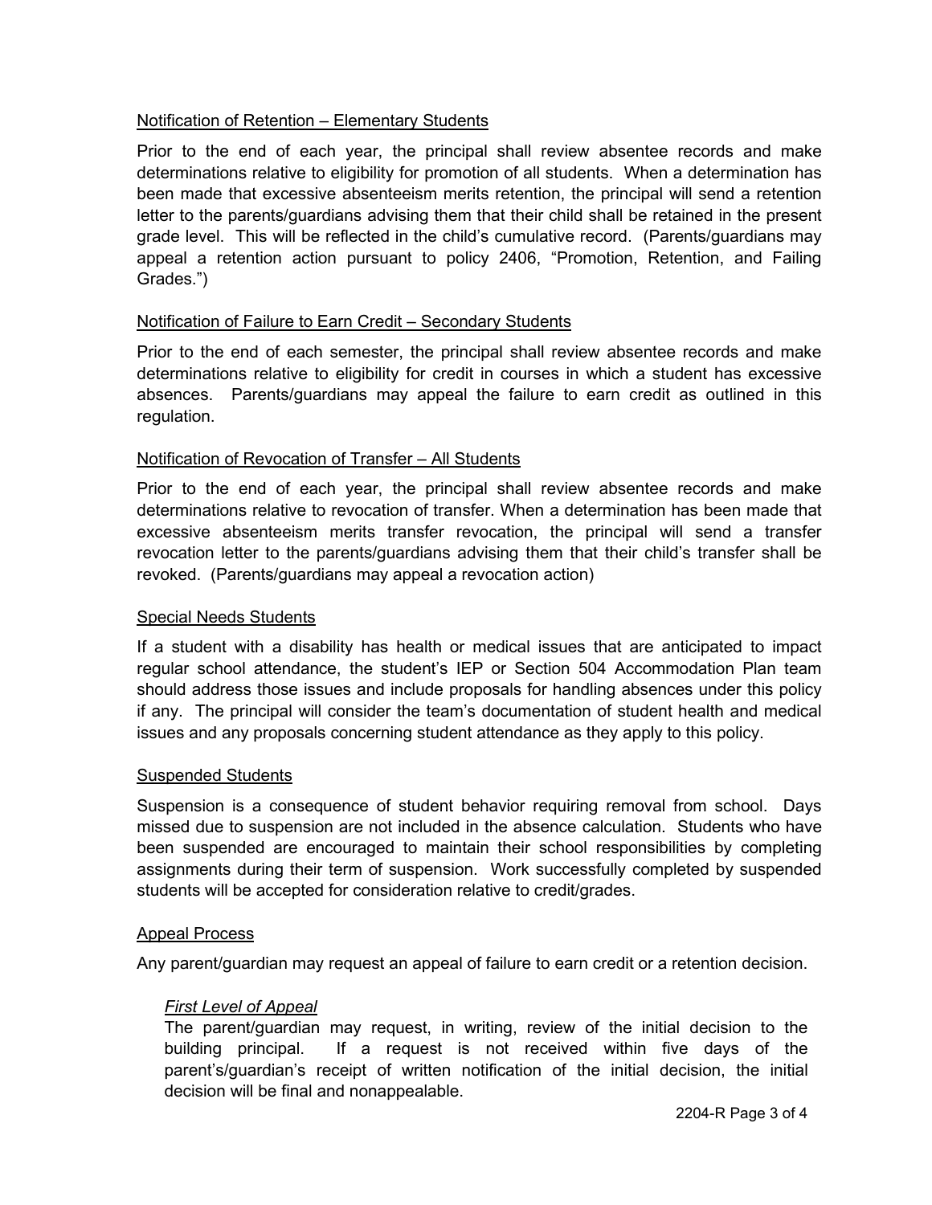## Notification of Retention – Elementary Students

Prior to the end of each year, the principal shall review absentee records and make determinations relative to eligibility for promotion of all students. When a determination has been made that excessive absenteeism merits retention, the principal will send a retention letter to the parents/guardians advising them that their child shall be retained in the present grade level. This will be reflected in the child's cumulative record. (Parents/guardians may appeal a retention action pursuant to policy 2406, "Promotion, Retention, and Failing Grades.")

## Notification of Failure to Earn Credit – Secondary Students

Prior to the end of each semester, the principal shall review absentee records and make determinations relative to eligibility for credit in courses in which a student has excessive absences. Parents/guardians may appeal the failure to earn credit as outlined in this regulation.

## Notification of Revocation of Transfer – All Students

Prior to the end of each year, the principal shall review absentee records and make determinations relative to revocation of transfer. When a determination has been made that excessive absenteeism merits transfer revocation, the principal will send a transfer revocation letter to the parents/guardians advising them that their child's transfer shall be revoked. (Parents/guardians may appeal a revocation action)

## Special Needs Students

If a student with a disability has health or medical issues that are anticipated to impact regular school attendance, the student's IEP or Section 504 Accommodation Plan team should address those issues and include proposals for handling absences under this policy if any. The principal will consider the team's documentation of student health and medical issues and any proposals concerning student attendance as they apply to this policy.

## Suspended Students

Suspension is a consequence of student behavior requiring removal from school. Days missed due to suspension are not included in the absence calculation. Students who have been suspended are encouraged to maintain their school responsibilities by completing assignments during their term of suspension. Work successfully completed by suspended students will be accepted for consideration relative to credit/grades.

## Appeal Process

Any parent/guardian may request an appeal of failure to earn credit or a retention decision.

### *First Level of Appeal*

The parent/guardian may request, in writing, review of the initial decision to the building principal. If a request is not received within five days of the parent's/guardian's receipt of written notification of the initial decision, the initial decision will be final and nonappealable.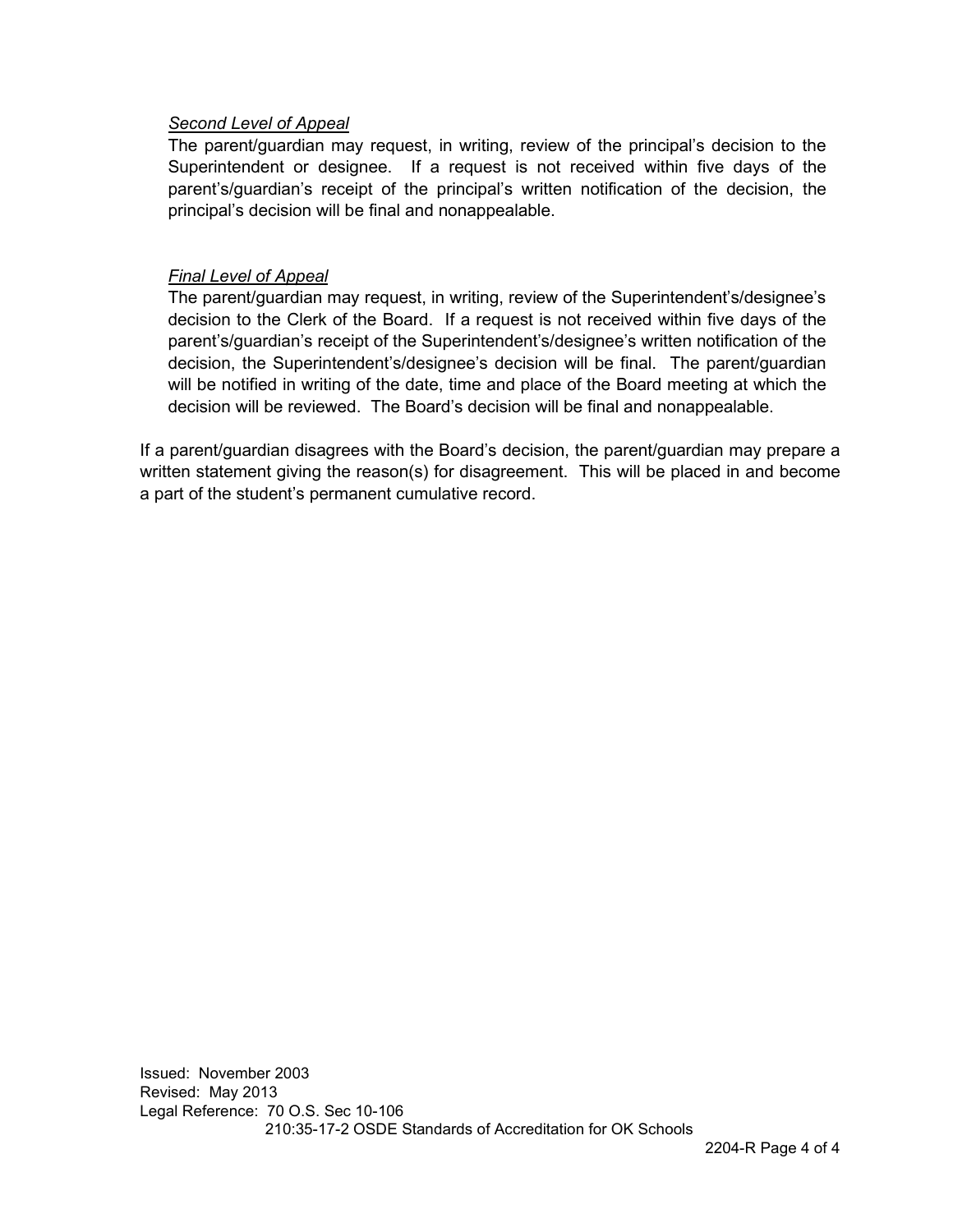*Second Level of Appeal*

The parent/guardian may request, in writing, review of the principal's decision to the Superintendent or designee. If a request is not received within five days of the parent's/guardian's receipt of the principal's written notification of the decision, the principal's decision will be final and nonappealable.

*Final Level of Appeal*

The parent/guardian may request, in writing, review of the Superintendent's/designee's decision to the Clerk of the Board. If a request is not received within five days of the parent's/guardian's receipt of the Superintendent's/designee's written notification of the decision, the Superintendent's/designee's decision will be final. The parent/guardian will be notified in writing of the date, time and place of the Board meeting at which the decision will be reviewed. The Board's decision will be final and nonappealable.

If a parent/guardian disagrees with the Board's decision, the parent/guardian may prepare a written statement giving the reason(s) for disagreement. This will be placed in and become a part of the student's permanent cumulative record.

Issued: November 2003
Revised: May 2013
Legal Reference: 70 O.S. Sec 10-106
210:35-17-2 OSDE Standards of Accreditation for OK Schools